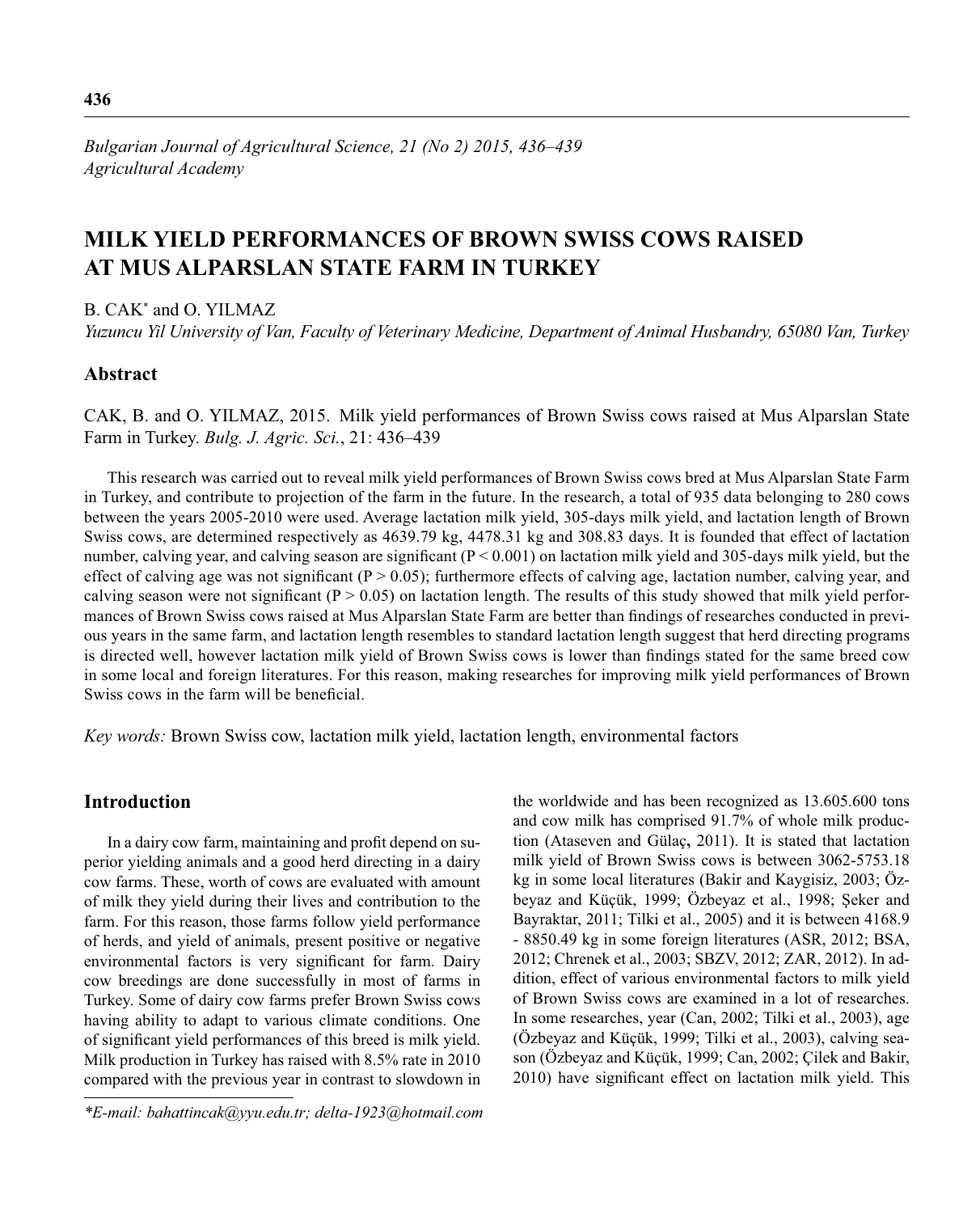# MILK YIELD PERFORMANCES OF BROWN SWISS COWS RAISED AT MUS ALPARSLAN STATE FARM IN TURKEY

B. CAK* and O. YILMAZ

*Yuzuncu Yil University of Van, Faculty of Veterinary Medicine, Department of Animal Husbandry, 65080 Van, Turkey*

## Abstract

CAK, B. and O. YILMAZ, 2015. Milk yield performances of Brown Swiss cows raised at Mus Alparslan State Farm in Turkey. *Bulg. J. Agric. Sci.*, 21: 436–439

This research was carried out to reveal milk yield performances of Brown Swiss cows bred at Mus Alparslan State Farm in Turkey, and contribute to projection of the farm in the future. In the research, a total of 935 data belonging to 280 cows between the years 2005-2010 were used. Average lactation milk yield, 305-days milk yield, and lactation length of Brown Swiss cows, are determined respectively as 4639.79 kg, 4478.31 kg and 308.83 days. It is founded that effect of lactation number, calving year, and calving season are significant ($P < 0.001$) on lactation milk yield and 305-days milk yield, but the effect of calving age was not significant ($P > 0.05$); furthermore effects of calving age, lactation number, calving year, and calving season were not significant ($P > 0.05$) on lactation length. The results of this study showed that milk yield performances of Brown Swiss cows raised at Mus Alparslan State Farm are better than findings of researches conducted in previous years in the same farm, and lactation length resembles to standard lactation length suggest that herd directing programs is directed well, however lactation milk yield of Brown Swiss cows is lower than findings stated for the same breed cow in some local and foreign literatures. For this reason, making researches for improving milk yield performances of Brown Swiss cows in the farm will be beneficial.

*Key words:* Brown Swiss cow, lactation milk yield, lactation length, environmental factors

## Introduction

In a dairy cow farm, maintaining and profit depend on superior yielding animals and a good herd directing in a dairy cow farms. These, worth of cows are evaluated with amount of milk they yield during their lives and contribution to the farm. For this reason, those farms follow yield performance of herds, and yield of animals, present positive or negative environmental factors is very significant for farm. Dairy cow breedings are done successfully in most of farms in Turkey. Some of dairy cow farms prefer Brown Swiss cows having ability to adapt to various climate conditions. One of significant yield performances of this breed is milk yield. Milk production in Turkey has raised with 8.5% rate in 2010 compared with the previous year in contrast to slowdown in the worldwide and has been recognized as 13.605.600 tons and cow milk has comprised 91.7% of whole milk production (Ataseven and Gülaç, 2011). It is stated that lactation milk yield of Brown Swiss cows is between 3062-5753.18 kg in some local literatures (Bakir and Kaygisiz, 2003; Özbeyaz and Küçük, 1999; Özbeyaz et al., 1998; Şeker and Bayraktar, 2011; Tilki et al., 2005) and it is between 4168.9 - 8850.49 kg in some foreign literatures (ASR, 2012; BSA, 2012; Chrenek et al., 2003; SBZV, 2012; ZAR, 2012). In addition, effect of various environmental factors to milk yield of Brown Swiss cows are examined in a lot of researches. In some researches, year (Can, 2002; Tilki et al., 2003), age (Özbeyaz and Küçük, 1999; Tilki et al., 2003), calving season (Özbeyaz and Küçük, 1999; Can, 2002; Çilek and Bakir, 2010) have significant effect on lactation milk yield. This

*E-mail: bahattincak@yyu.edu.tr; delta-1923@hotmail.com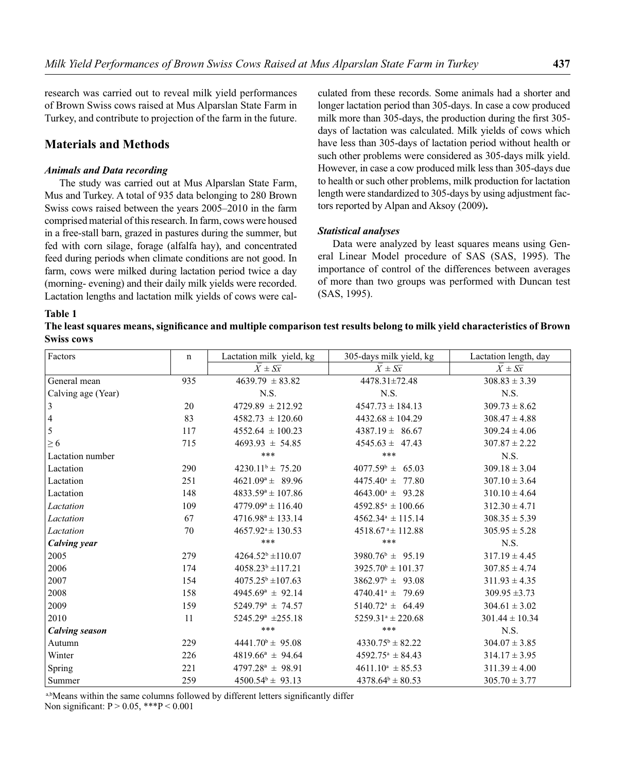research was carried out to reveal milk yield performances of Brown Swiss cows raised at Mus Alparslan State Farm in Turkey, and contribute to projection of the farm in the future.

## Materials and Methods

### *Animals and Data recording*

The study was carried out at Mus Alparslan State Farm, Mus and Turkey. A total of 935 data belonging to 280 Brown Swiss cows raised between the years 2005–2010 in the farm comprised material of this research. In farm, cows were housed in a free-stall barn, grazed in pastures during the summer, but fed with corn silage, forage (alfalfa hay), and concentrated feed during periods when climate conditions are not good. In farm, cows were milked during lactation period twice a day (morning- evening) and their daily milk yields were recorded. Lactation lengths and lactation milk yields of cows were calculated from these records. Some animals had a shorter and longer lactation period than 305-days. In case a cow produced milk more than 305-days, the production during the first 305-days of lactation was calculated. Milk yields of cows which have less than 305-days of lactation period without health or such other problems were considered as 305-days milk yield. However, in case a cow produced milk less than 305-days due to health or such other problems, milk production for lactation length were standardized to 305-days by using adjustment factors reported by Alpan and Aksoy (2009)**.**

### *Statistical analyses*

Data were analyzed by least squares means using General Linear Model procedure of SAS (SAS, 1995). The importance of control of the differences between averages of more than two groups was performed with Duncan test (SAS, 1995).

**Table 1**

**The least squares means, significance and multiple comparison test results belong to milk yield characteristics of Brown Swiss cows**

| Factors | n | Lactation milk yield, kg | 305-days milk yield, kg | Lactation length, day |
|---|---|---|---|---|
| | | $\bar{X} \pm S\bar{x}$ | $\bar{X} \pm S\bar{x}$ | $\bar{X} \pm S\bar{x}$ |
| General mean | 935 | 4639.79 ± 83.82 | 4478.31±72.48 | 308.83 ± 3.39 |
| Calving age (Year) | | N.S. | N.S. | N.S. |
| 3 | 20 | 4729.89 ± 212.92 | 4547.73 ± 184.13 | 309.73 ± 8.62 |
| 4 | 83 | 4582.73 ± 120.60 | 4432.68 ± 104.29 | 308.47 ± 4.88 |
| 5 | 117 | 4552.64 ± 100.23 | 4387.19 ± 86.67 | 309.24 ± 4.06 |
| ≥ 6 | 715 | 4693.93 ± 54.85 | 4545.63 ± 47.43 | 307.87 ± 2.22 |
| Lactation number | | *** | *** | N.S. |
| Lactation | 290 | 4230.11[b] ± 75.20 | 4077.59[b] ± 65.03 | 309.18 ± 3.04 |
| Lactation | 251 | 4621.09[a] ± 89.96 | 4475.40[a] ± 77.80 | 307.10 ± 3.64 |
| Lactation | 148 | 4833.59[a] ± 107.86 | 4643.00[a] ± 93.28 | 310.10 ± 4.64 |
| *Lactation* | 109 | 4779.09[a] ± 116.40 | 4592.85[a] ± 100.66 | 312.30 ± 4.71 |
| *Lactation* | 67 | 4716.98[a] ± 133.14 | 4562.34[a] ± 115.14 | 308.35 ± 5.39 |
| *Lactation* | 70 | 4657.92[a] ± 130.53 | 4518.67[a] ± 112.88 | 305.95 ± 5.28 |
| ***Calving year*** | | *** | *** | N.S. |
| 2005 | 279 | 4264.52[b] ±110.07 | 3980.76[b] ± 95.19 | 317.19 ± 4.45 |
| 2006 | 174 | 4058.23[b] ±117.21 | 3925.70[b] ± 101.37 | 307.85 ± 4.74 |
| 2007 | 154 | 4075.25[b] ±107.63 | 3862.97[b] ± 93.08 | 311.93 ± 4.35 |
| 2008 | 158 | 4945.69[a] ± 92.14 | 4740.41[a] ± 79.69 | 309.95 ±3.73 |
| 2009 | 159 | 5249.79[a] ± 74.57 | 5140.72[a] ± 64.49 | 304.61 ± 3.02 |
| 2010 | 11 | 5245.29[a] ±255.18 | 5259.31[a] ± 220.68 | 301.44 ± 10.34 |
| ***Calving season*** | | *** | *** | N.S. |
| Autumn | 229 | 4441.70[b] ± 95.08 | 4330.75[b] ± 82.22 | 304.07 ± 3.85 |
| Winter | 226 | 4819.66[a] ± 94.64 | 4592.75[a] ± 84.43 | 314.17 ± 3.95 |
| Spring | 221 | 4797.28[a] ± 98.91 | 4611.10[a] ± 85.53 | 311.39 ± 4.00 |
| Summer | 259 | 4500.54[b] ± 93.13 | 4378.64[b] ± 80.53 | 305.70 ± 3.77 |

[a,b]Means within the same columns followed by different letters significantly differ
Non significant: $P > 0.05$, ***$P < 0.001$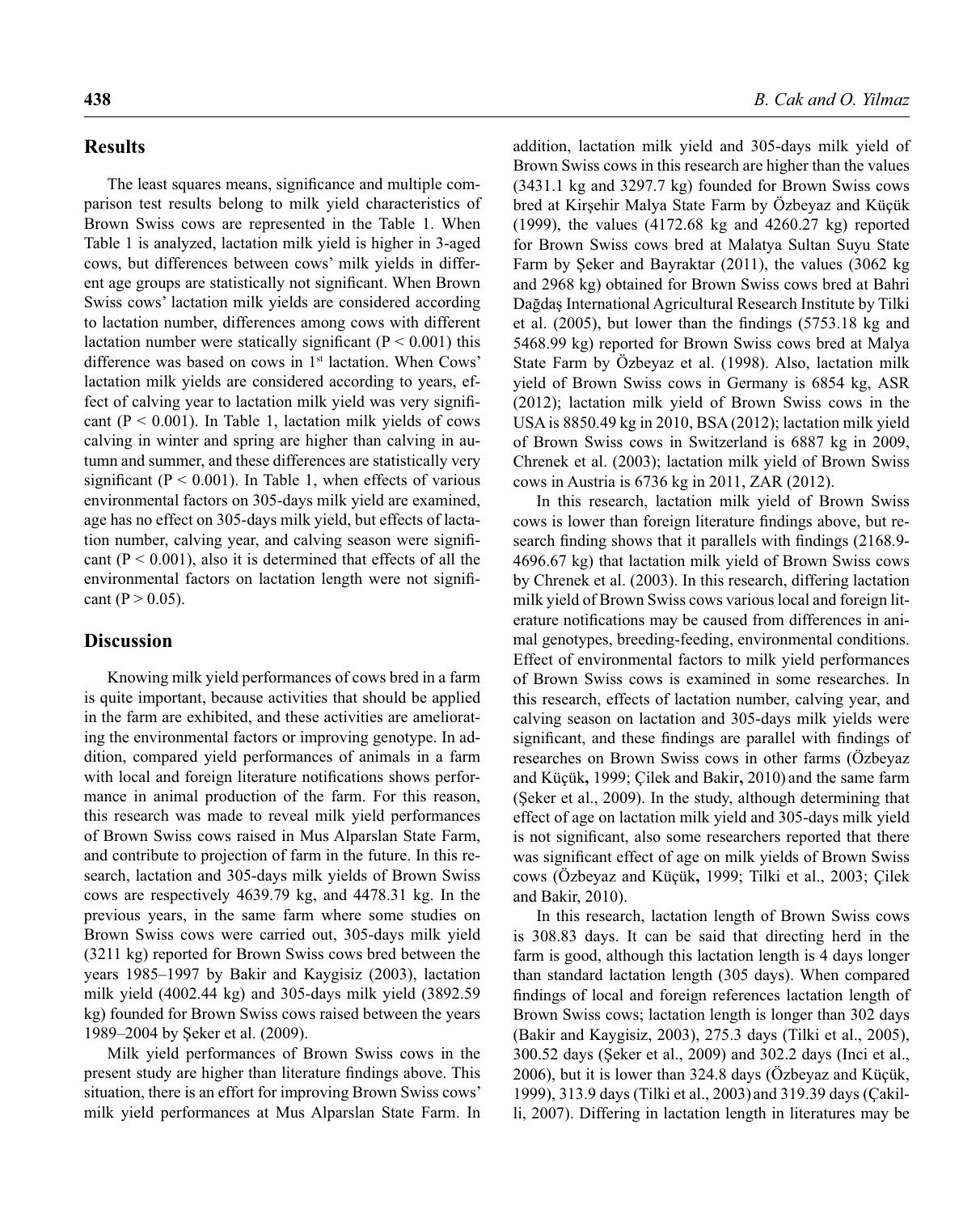## Results

The least squares means, significance and multiple comparison test results belong to milk yield characteristics of Brown Swiss cows are represented in the Table 1. When Table 1 is analyzed, lactation milk yield is higher in 3-aged cows, but differences between cows' milk yields in different age groups are statistically not significant. When Brown Swiss cows' lactation milk yields are considered according to lactation number, differences among cows with different lactation number were statically significant ($P < 0.001$) this difference was based on cows in 1st lactation. When Cows' lactation milk yields are considered according to years, effect of calving year to lactation milk yield was very significant ($P < 0.001$). In Table 1, lactation milk yields of cows calving in winter and spring are higher than calving in autumn and summer, and these differences are statistically very significant ($P < 0.001$). In Table 1, when effects of various environmental factors on 305-days milk yield are examined, age has no effect on 305-days milk yield, but effects of lactation number, calving year, and calving season were significant ($P < 0.001$), also it is determined that effects of all the environmental factors on lactation length were not significant ($P > 0.05$).

## Discussion

Knowing milk yield performances of cows bred in a farm is quite important, because activities that should be applied in the farm are exhibited, and these activities are ameliorating the environmental factors or improving genotype. In addition, compared yield performances of animals in a farm with local and foreign literature notifications shows performance in animal production of the farm. For this reason, this research was made to reveal milk yield performances of Brown Swiss cows raised in Mus Alparslan State Farm, and contribute to projection of farm in the future. In this research, lactation and 305-days milk yields of Brown Swiss cows are respectively 4639.79 kg, and 4478.31 kg. In the previous years, in the same farm where some studies on Brown Swiss cows were carried out, 305-days milk yield (3211 kg) reported for Brown Swiss cows bred between the years 1985–1997 by Bakir and Kaygisiz (2003), lactation milk yield (4002.44 kg) and 305-days milk yield (3892.59 kg) founded for Brown Swiss cows raised between the years 1989–2004 by Şeker et al. (2009).

Milk yield performances of Brown Swiss cows in the present study are higher than literature findings above. This situation, there is an effort for improving Brown Swiss cows' milk yield performances at Mus Alparslan State Farm. In addition, lactation milk yield and 305-days milk yield of Brown Swiss cows in this research are higher than the values (3431.1 kg and 3297.7 kg) founded for Brown Swiss cows bred at Kirşehir Malya State Farm by Özbeyaz and Küçük (1999), the values (4172.68 kg and 4260.27 kg) reported for Brown Swiss cows bred at Malatya Sultan Suyu State Farm by Şeker and Bayraktar (2011), the values (3062 kg and 2968 kg) obtained for Brown Swiss cows bred at Bahri Dağdaş International Agricultural Research Institute by Tilki et al. (2005), but lower than the findings (5753.18 kg and 5468.99 kg) reported for Brown Swiss cows bred at Malya State Farm by Özbeyaz et al. (1998). Also, lactation milk yield of Brown Swiss cows in Germany is 6854 kg, ASR (2012); lactation milk yield of Brown Swiss cows in the USA is 8850.49 kg in 2010, BSA (2012); lactation milk yield of Brown Swiss cows in Switzerland is 6887 kg in 2009, Chrenek et al. (2003); lactation milk yield of Brown Swiss cows in Austria is 6736 kg in 2011, ZAR (2012).

In this research, lactation milk yield of Brown Swiss cows is lower than foreign literature findings above, but research finding shows that it parallels with findings (2168.9-4696.67 kg) that lactation milk yield of Brown Swiss cows by Chrenek et al. (2003). In this research, differing lactation milk yield of Brown Swiss cows various local and foreign literature notifications may be caused from differences in animal genotypes, breeding-feeding, environmental conditions. Effect of environmental factors to milk yield performances of Brown Swiss cows is examined in some researches. In this research, effects of lactation number, calving year, and calving season on lactation and 305-days milk yields were significant, and these findings are parallel with findings of researches on Brown Swiss cows in other farms (Özbeyaz and Küçük, 1999; Çilek and Bakir, 2010) and the same farm (Şeker et al., 2009). In the study, although determining that effect of age on lactation milk yield and 305-days milk yield is not significant, also some researchers reported that there was significant effect of age on milk yields of Brown Swiss cows (Özbeyaz and Küçük, 1999; Tilki et al., 2003; Çilek and Bakir, 2010).

In this research, lactation length of Brown Swiss cows is 308.83 days. It can be said that directing herd in the farm is good, although this lactation length is 4 days longer than standard lactation length (305 days). When compared findings of local and foreign references lactation length of Brown Swiss cows; lactation length is longer than 302 days (Bakir and Kaygisiz, 2003), 275.3 days (Tilki et al., 2005), 300.52 days (Şeker et al., 2009) and 302.2 days (Inci et al., 2006), but it is lower than 324.8 days (Özbeyaz and Küçük, 1999), 313.9 days (Tilki et al., 2003) and 319.39 days (Çakilli, 2007). Differing in lactation length in literatures may be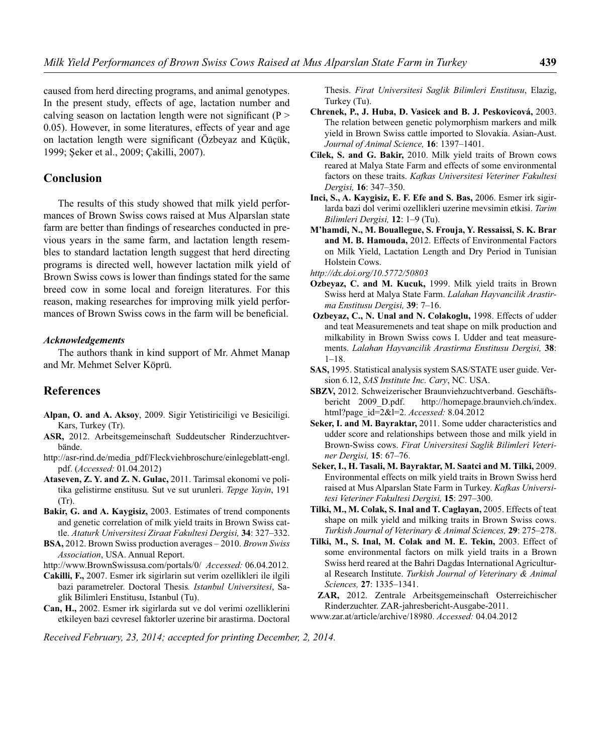caused from herd directing programs, and animal genotypes. In the present study, effects of age, lactation number and calving season on lactation length were not significant ($P > 0.05$). However, in some literatures, effects of year and age on lactation length were significant (Özbeyaz and Küçük, 1999; Şeker et al., 2009; Çakilli, 2007).

## Conclusion

The results of this study showed that milk yield performances of Brown Swiss cows raised at Mus Alparslan state farm are better than findings of researches conducted in previous years in the same farm, and lactation length resembles to standard lactation length suggest that herd directing programs is directed well, however lactation milk yield of Brown Swiss cows is lower than findings stated for the same breed cow in some local and foreign literatures. For this reason, making researches for improving milk yield performances of Brown Swiss cows in the farm will be beneficial.

### *Acknowledgements*

The authors thank in kind support of Mr. Ahmet Manap and Mr. Mehmet Selver Köprü.

## References

**Alpan, O. and A. Aksoy**, 2009. Sigir Yetistiriciligi ve Besiciligi. Kars, Turkey (Tr).

**ASR,** 2012. Arbeitsgemeinschaft Suddeutscher Rinderzuchtverbände.
http://asr-rind.de/media_pdf/Fleckviehbroschure/einlegeblatt-engl.pdf. (*Accessed:* 01.04.2012)

**Ataseven, Z. Y. and Z. N. Gulac,** 2011. Tarimsal ekonomi ve politika gelistirme enstitusu. Sut ve sut urunleri. *Tepge Yayin*, 191 (Tr).

**Bakir, G. and A. Kaygisiz,** 2003. Estimates of trend components and genetic correlation of milk yield traits in Brown Swiss cattle. *Ataturk Universitesi Ziraat Fakultesi Dergisi,* **34**: 327–332.

**BSA,** 2012. Brown Swiss production averages – 2010. *Brown Swiss Association*, USA. Annual Report.
http://www.BrownSwissusa.com/portals/0/ *Accessed:* 06.04.2012.

**Cakilli, F.,** 2007. Esmer irk sigirlarin sut verim ozellikleri ile ilgili bazi parametreler. Doctoral Thesis*. Istanbul Universitesi*, Saglik Bilimleri Enstitusu, Istanbul (Tu).

**Can, H.,** 2002. Esmer irk sigirlarda sut ve dol verimi ozelliklerini etkileyen bazi cevresel faktorler uzerine bir arastirma. Doctoral Thesis. *Firat Universitesi Saglik Bilimleri Enstitusu*, Elazig, Turkey (Tu).

**Chrenek, P., J. Huba, D. Vasicek and B. J. Peskovicová,** 2003. The relation between genetic polymorphism markers and milk yield in Brown Swiss cattle imported to Slovakia. Asian-Aust. *Journal of Animal Science,* **16**: 1397–1401.

**Cilek, S. and G. Bakir,** 2010. Milk yield traits of Brown cows reared at Malya State Farm and effects of some environmental factors on these traits. *Kafkas Universitesi Veteriner Fakultesi Dergisi,* **16**: 347–350.

**Inci, S., A. Kaygisiz, E. F. Efe and S. Bas,** 2006. Esmer irk sigirlarda bazi dol verimi ozellikleri uzerine mevsimin etkisi. *Tarim Bilimleri Dergisi,* **12**: 1–9 (Tu).

**M'hamdi, N., M. Bouallegue, S. Frouja, Y. Ressaissi, S. K. Brar and M. B. Hamouda,** 2012. Effects of Environmental Factors on Milk Yield, Lactation Length and Dry Period in Tunisian Holstein Cows.
*http://dx.doi.org/10.5772/50803*

**Ozbeyaz, C. and M. Kucuk,** 1999. Milk yield traits in Brown Swiss herd at Malya State Farm. *Lalahan Hayvancilik Arastirma Enstitusu Dergisi,* **39**: 7–16.

**Ozbeyaz, C., N. Unal and N. Colakoglu,** 1998. Effects of udder and teat Measuremenets and teat shape on milk production and milkability in Brown Swiss cows I. Udder and teat measurements. *Lalahan Hayvancilik Arastirma Enstitusu Dergisi,* **38**: 1–18.

**SAS,** 1995. Statistical analysis system SAS/STATE user guide. Version 6.12, *SAS Institute Inc. Cary*, NC. USA.

**SBZV,** 2012. Schweizerischer Braunviehzuchtverband. Geschäftsbericht 2009_D.pdf. http://homepage.braunvieh.ch/index.html?page_id=2&l=2. *Accessed:* 8.04.2012

**Seker, I. and M. Bayraktar,** 2011. Some udder characteristics and udder score and relationships between those and milk yield in Brown-Swiss cows. *Firat Universitesi Saglik Bilimleri Veteriner Dergisi,* **15**: 67–76.

**Seker, I., H. Tasali, M. Bayraktar, M. Saatci and M. Tilki,** 2009. Environmental effects on milk yield traits in Brown Swiss herd raised at Mus Alparslan State Farm in Turkey. *Kafkas Universitesi Veteriner Fakultesi Dergisi,* **15**: 297–300.

**Tilki, M., M. Colak, S. Inal and T. Caglayan,** 2005. Effects of teat shape on milk yield and milking traits in Brown Swiss cows. *Turkish Journal of Veterinary & Animal Sciences,* **29**: 275–278.

**Tilki, M., S. Inal, M. Colak and M. E. Tekin,** 2003. Effect of some environmental factors on milk yield traits in a Brown Swiss herd reared at the Bahri Dagdas International Agricultural Research Institute. *Turkish Journal of Veterinary & Animal Sciences,* **27**: 1335–1341.

**ZAR,** 2012. Zentrale Arbeitsgemeinschaft Osterreichischer Rinderzuchter. ZAR-jahresbericht-Ausgabe-2011.
www.zar.at/article/archive/18980. *Accessed:* 04.04.2012

*Received February, 23, 2014; accepted for printing December, 2, 2014.*